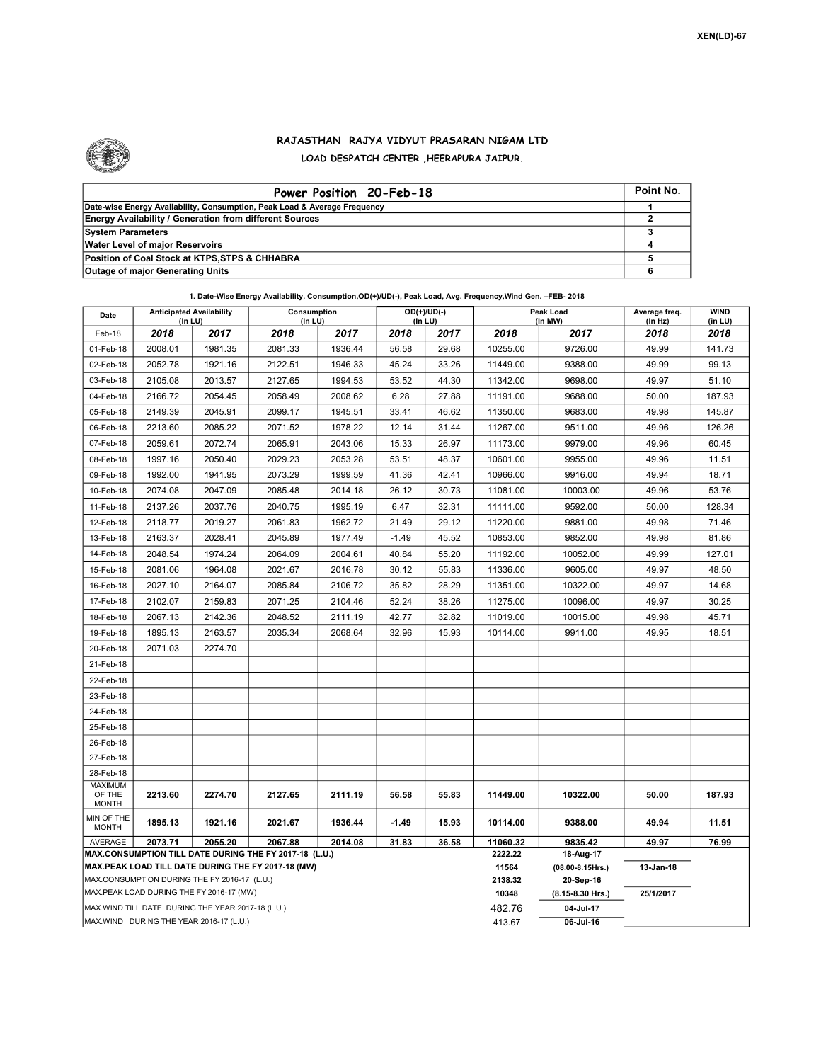XEN(LD)-67

## RAJASTHAN RAJYA VIDYUT PRASARAN NIGAM LTD

### LOAD DESPATCH CENTER ,HEERAPURA JAIPUR.

| Power Position 20-Feb-18 | Point No. |
|---|---|
| Date-wise Energy Availability, Consumption, Peak Load & Average Frequency | 1 |
| Energy Availability / Generation from different Sources | 2 |
| System Parameters | 3 |
| Water Level of major Reservoirs | 4 |
| Position of Coal Stock at KTPS,STPS & CHHABRA | 5 |
| Outage of major Generating Units | 6 |

1. Date-Wise Energy Availability, Consumption,OD(+)/UD(-), Peak Load, Avg. Frequency,Wind Gen. –FEB- 2018

| Date | Anticipated Availability (In LU) | | Consumption (In LU) | | OD(+)/UD(-) (In LU) | | Peak Load (In MW) | | Average freq. (In Hz) | WIND (in LU) |
|---|---|---|---|---|---|---|---|---|---|---|
| Feb-18 | 2018 | 2017 | 2018 | 2017 | 2018 | 2017 | 2018 | 2017 | 2018 | 2018 |
| 01-Feb-18 | 2008.01 | 1981.35 | 2081.33 | 1936.44 | 56.58 | 29.68 | 10255.00 | 9726.00 | 49.99 | 141.73 |
| 02-Feb-18 | 2052.78 | 1921.16 | 2122.51 | 1946.33 | 45.24 | 33.26 | 11449.00 | 9388.00 | 49.99 | 99.13 |
| 03-Feb-18 | 2105.08 | 2013.57 | 2127.65 | 1994.53 | 53.52 | 44.30 | 11342.00 | 9698.00 | 49.97 | 51.10 |
| 04-Feb-18 | 2166.72 | 2054.45 | 2058.49 | 2008.62 | 6.28 | 27.88 | 11191.00 | 9688.00 | 50.00 | 187.93 |
| 05-Feb-18 | 2149.39 | 2045.91 | 2099.17 | 1945.51 | 33.41 | 46.62 | 11350.00 | 9683.00 | 49.98 | 145.87 |
| 06-Feb-18 | 2213.60 | 2085.22 | 2071.52 | 1978.22 | 12.14 | 31.44 | 11267.00 | 9511.00 | 49.96 | 126.26 |
| 07-Feb-18 | 2059.61 | 2072.74 | 2065.91 | 2043.06 | 15.33 | 26.97 | 11173.00 | 9979.00 | 49.96 | 60.45 |
| 08-Feb-18 | 1997.16 | 2050.40 | 2029.23 | 2053.28 | 53.51 | 48.37 | 10601.00 | 9955.00 | 49.96 | 11.51 |
| 09-Feb-18 | 1992.00 | 1941.95 | 2073.29 | 1999.59 | 41.36 | 42.41 | 10966.00 | 9916.00 | 49.94 | 18.71 |
| 10-Feb-18 | 2074.08 | 2047.09 | 2085.48 | 2014.18 | 26.12 | 30.73 | 11081.00 | 10003.00 | 49.96 | 53.76 |
| 11-Feb-18 | 2137.26 | 2037.76 | 2040.75 | 1995.19 | 6.47 | 32.31 | 11111.00 | 9592.00 | 50.00 | 128.34 |
| 12-Feb-18 | 2118.77 | 2019.27 | 2061.83 | 1962.72 | 21.49 | 29.12 | 11220.00 | 9881.00 | 49.98 | 71.46 |
| 13-Feb-18 | 2163.37 | 2028.41 | 2045.89 | 1977.49 | -1.49 | 45.52 | 10853.00 | 9852.00 | 49.98 | 81.86 |
| 14-Feb-18 | 2048.54 | 1974.24 | 2064.09 | 2004.61 | 40.84 | 55.20 | 11192.00 | 10052.00 | 49.99 | 127.01 |
| 15-Feb-18 | 2081.06 | 1964.08 | 2021.67 | 2016.78 | 30.12 | 55.83 | 11336.00 | 9605.00 | 49.97 | 48.50 |
| 16-Feb-18 | 2027.10 | 2164.07 | 2085.84 | 2106.72 | 35.82 | 28.29 | 11351.00 | 10322.00 | 49.97 | 14.68 |
| 17-Feb-18 | 2102.07 | 2159.83 | 2071.25 | 2104.46 | 52.24 | 38.26 | 11275.00 | 10096.00 | 49.97 | 30.25 |
| 18-Feb-18 | 2067.13 | 2142.36 | 2048.52 | 2111.19 | 42.77 | 32.82 | 11019.00 | 10015.00 | 49.98 | 45.71 |
| 19-Feb-18 | 1895.13 | 2163.57 | 2035.34 | 2068.64 | 32.96 | 15.93 | 10114.00 | 9911.00 | 49.95 | 18.51 |
| 20-Feb-18 | 2071.03 | 2274.70 | | | | | | | | |
| 21-Feb-18 | | | | | | | | | | |
| 22-Feb-18 | | | | | | | | | | |
| 23-Feb-18 | | | | | | | | | | |
| 24-Feb-18 | | | | | | | | | | |
| 25-Feb-18 | | | | | | | | | | |
| 26-Feb-18 | | | | | | | | | | |
| 27-Feb-18 | | | | | | | | | | |
| 28-Feb-18 | | | | | | | | | | |
| MAXIMUM OF THE MONTH | 2213.60 | 2274.70 | 2127.65 | 2111.19 | 56.58 | 55.83 | 11449.00 | 10322.00 | 50.00 | 187.93 |
| MIN OF THE MONTH | 1895.13 | 1921.16 | 2021.67 | 1936.44 | -1.49 | 15.93 | 10114.00 | 9388.00 | 49.94 | 11.51 |
| AVERAGE | 2073.71 | 2055.20 | 2067.88 | 2014.08 | 31.83 | 36.58 | 11060.32 | 9835.42 | 49.97 | 76.99 |

| | | | |
|---|---|---|---|
| MAX.CONSUMPTION TILL DATE DURING THE FY 2017-18 (L.U.) | 2222.22 | 18-Aug-17 | |
| MAX.PEAK LOAD TILL DATE DURING THE FY 2017-18 (MW) | 11564 | (08.00-8.15Hrs.) | 13-Jan-18 |
| MAX.CONSUMPTION DURING THE FY 2016-17 (L.U.) | 2138.32 | 20-Sep-16 | |
| MAX.PEAK LOAD DURING THE FY 2016-17 (MW) | 10348 | (8.15-8.30 Hrs.) | 25/1/2017 |
| MAX.WIND TILL DATE DURING THE YEAR 2017-18 (L.U.) | 482.76 | 04-Jul-17 | |
| MAX.WIND DURING THE YEAR 2016-17 (L.U.) | 413.67 | 06-Jul-16 | |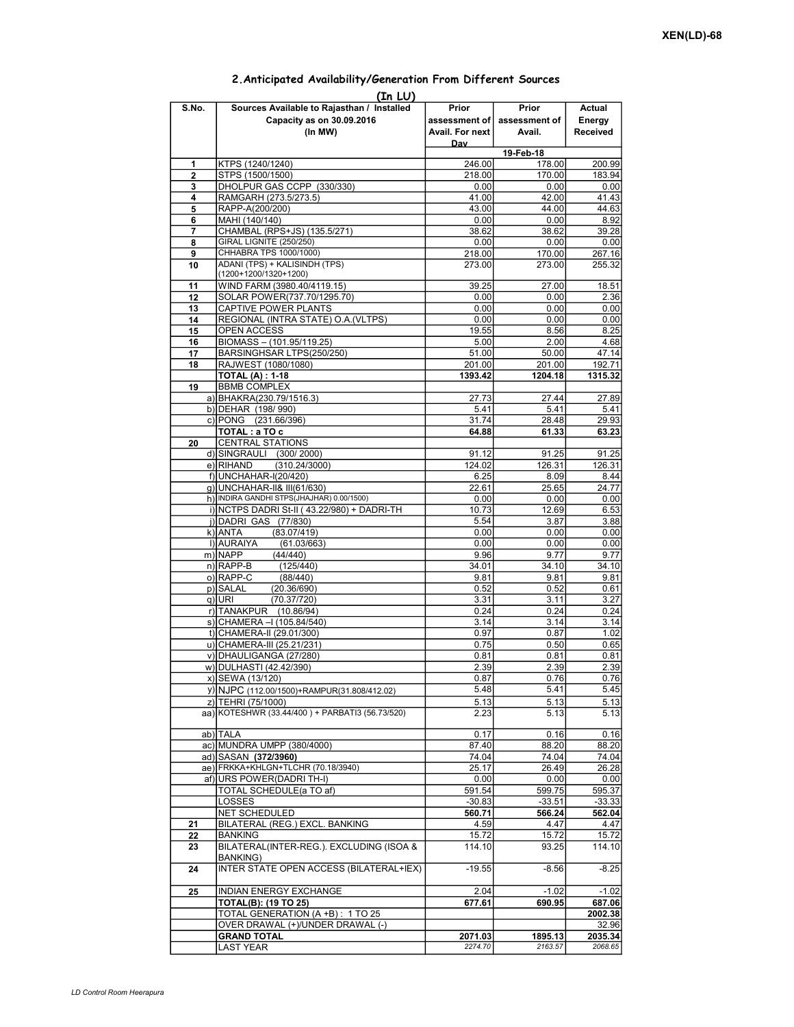XEN(LD)-68

## 2.Anticipated Availability/Generation From Different Sources

(In LU)

| S.No. | Sources Available to Rajasthan / Installed Capacity as on 30.09.2016 (In MW) | Prior assessment of Avail. For next Day | Prior assessment of Avail. | Actual Energy Received |
|---|---|---|---|---|
| | | | 19-Feb-18 | |
| 1 | KTPS (1240/1240) | 246.00 | 178.00 | 200.99 |
| 2 | STPS (1500/1500) | 218.00 | 170.00 | 183.94 |
| 3 | DHOLPUR GAS CCPP (330/330) | 0.00 | 0.00 | 0.00 |
| 4 | RAMGARH (273.5/273.5) | 41.00 | 42.00 | 41.43 |
| 5 | RAPP-A(200/200) | 43.00 | 44.00 | 44.63 |
| 6 | MAHI (140/140) | 0.00 | 0.00 | 8.92 |
| 7 | CHAMBAL (RPS+JS) (135.5/271) | 38.62 | 38.62 | 39.28 |
| 8 | GIRAL LIGNITE (250/250) | 0.00 | 0.00 | 0.00 |
| 9 | CHHABRA TPS 1000/1000) | 218.00 | 170.00 | 267.16 |
| 10 | ADANI (TPS) + KALISINDH (TPS) (1200+1200/1320+1200) | 273.00 | 273.00 | 255.32 |
| 11 | WIND FARM (3980.40/4119.15) | 39.25 | 27.00 | 18.51 |
| 12 | SOLAR POWER(737.70/1295.70) | 0.00 | 0.00 | 2.36 |
| 13 | CAPTIVE POWER PLANTS | 0.00 | 0.00 | 0.00 |
| 14 | REGIONAL (INTRA STATE) O.A.(VLTPS) | 0.00 | 0.00 | 0.00 |
| 15 | OPEN ACCESS | 19.55 | 8.56 | 8.25 |
| 16 | BIOMASS – (101.95/119.25) | 5.00 | 2.00 | 4.68 |
| 17 | BARSINGHSAR LTPS(250/250) | 51.00 | 50.00 | 47.14 |
| 18 | RAJWEST (1080/1080) | 201.00 | 201.00 | 192.71 |
| | **TOTAL (A) : 1-18** | **1393.42** | **1204.18** | **1315.32** |
| 19 | BBMB COMPLEX | | | |
| | a) BHAKRA(230.79/1516.3) | 27.73 | 27.44 | 27.89 |
| | b) DEHAR (198/ 990) | 5.41 | 5.41 | 5.41 |
| | c) PONG (231.66/396) | 31.74 | 28.48 | 29.93 |
| | **TOTAL : a TO c** | **64.88** | **61.33** | **63.23** |
| 20 | CENTRAL STATIONS | | | |
| | d) SINGRAULI (300/ 2000) | 91.12 | 91.25 | 91.25 |
| | e) RIHAND (310.24/3000) | 124.02 | 126.31 | 126.31 |
| | f) UNCHAHAR-I(20/420) | 6.25 | 8.09 | 8.44 |
| | g) UNCHAHAR-II& III(61/630) | 22.61 | 25.65 | 24.77 |
| | h) INDIRA GANDHI STPS(JHAJHAR) 0.00/1500) | 0.00 | 0.00 | 0.00 |
| | i) NCTPS DADRI St-II ( 43.22/980) + DADRI-TH | 10.73 | 12.69 | 6.53 |
| | j) DADRI GAS (77/830) | 5.54 | 3.87 | 3.88 |
| | k) ANTA (83.07/419) | 0.00 | 0.00 | 0.00 |
| | l) AURAIYA (61.03/663) | 0.00 | 0.00 | 0.00 |
| | m) NAPP (44/440) | 9.96 | 9.77 | 9.77 |
| | n) RAPP-B (125/440) | 34.01 | 34.10 | 34.10 |
| | o) RAPP-C (88/440) | 9.81 | 9.81 | 9.81 |
| | p) SALAL (20.36/690) | 0.52 | 0.52 | 0.61 |
| | q) URI (70.37/720) | 3.31 | 3.11 | 3.27 |
| | r) TANAKPUR (10.86/94) | 0.24 | 0.24 | 0.24 |
| | s) CHAMERA –I (105.84/540) | 3.14 | 3.14 | 3.14 |
| | t) CHAMERA-II (29.01/300) | 0.97 | 0.87 | 1.02 |
| | u) CHAMERA-III (25.21/231) | 0.75 | 0.50 | 0.65 |
| | v) DHAULIGANGA (27/280) | 0.81 | 0.81 | 0.81 |
| | w) DULHASTI (42.42/390) | 2.39 | 2.39 | 2.39 |
| | x) SEWA (13/120) | 0.87 | 0.76 | 0.76 |
| | y) NJPC (112.00/1500)+RAMPUR(31.808/412.02) | 5.48 | 5.41 | 5.45 |
| | z) TEHRI (75/1000) | 5.13 | 5.13 | 5.13 |
| | aa) KOTESHWR (33.44/400 ) + PARBATI3 (56.73/520) | 2.23 | 5.13 | 5.13 |
| | ab) TALA | 0.17 | 0.16 | 0.16 |
| | ac) MUNDRA UMPP (380/4000) | 87.40 | 88.20 | 88.20 |
| | ad) SASAN **(372/3960)** | 74.04 | 74.04 | 74.04 |
| | ae) FRKKA+KHLGN+TLCHR (70.18/3940) | 25.17 | 26.49 | 26.28 |
| | af) URS POWER(DADRI TH-I) | 0.00 | 0.00 | 0.00 |
| | TOTAL SCHEDULE(a TO af) | 591.54 | 599.75 | 595.37 |
| | LOSSES | -30.83 | -33.51 | -33.33 |
| | **NET SCHEDULED** | **560.71** | **566.24** | **562.04** |
| 21 | BILATERAL (REG.) EXCL. BANKING | 4.59 | 4.47 | 4.47 |
| 22 | BANKING | 15.72 | 15.72 | 15.72 |
| 23 | BILATERAL(INTER-REG.). EXCLUDING (ISOA & BANKING) | 114.10 | 93.25 | 114.10 |
| 24 | INTER STATE OPEN ACCESS (BILATERAL+IEX) | -19.55 | -8.56 | -8.25 |
| 25 | INDIAN ENERGY EXCHANGE | 2.04 | -1.02 | -1.02 |
| | **TOTAL(B): (19 TO 25)** | **677.61** | **690.95** | **687.06** |
| | TOTAL GENERATION (A +B) : 1 TO 25 | | | **2002.38** |
| | OVER DRAWAL (+)/UNDER DRAWAL (-) | | | 32.96 |
| | **GRAND TOTAL** | **2071.03** | **1895.13** | **2035.34** |
| | LAST YEAR | *2274.70* | *2163.57* | *2068.65* |

*LD Control Room Heerapura*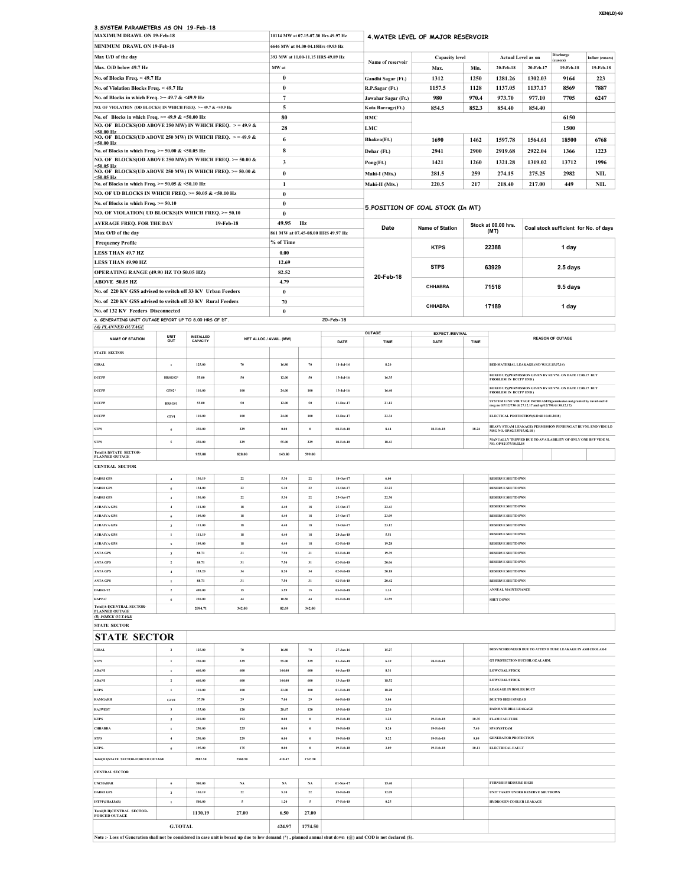XEN(LD)-69

## 3.SYSTEM PARAMETERS AS ON 19-Feb-18

| | |
|---|---|
| MAXIMUM DRAWL ON 19-Feb-18 | 10114 MW at 07.15-07.30 Hrs 49.97 Hz |
| MINIMUM DRAWL ON 19-Feb-18 | 6646 MW at 04.00-04.15Hrs 49.93 Hz |
| Max U/D of the day | 393 MW at 11.00-11.15 HRS 49.89 Hz |
| Max. O/D below 49.7 Hz | MW at |
| No. of Blocks Freq. < 49.7 Hz | 0 |
| No. of Violation Blocks Freq. < 49.7 Hz | 0 |
| No. of Blocks in which Freq. >= 49.7 & <49.9 Hz | 7 |
| NO. OF VIOLATION (OD BLOCKS) IN WHICH FREQ. >= 49.7 & <49.9 Hz | 5 |
| No. of Blocks in which Freq. >= 49.9 & <50.00 Hz | 80 |
| NO. OF BLOCKS(OD ABOVE 250 MW) IN WHICH FREQ. > = 49.9 & <50.00 Hz | 28 |
| NO. OF BLOCKS(UD ABOVE 250 MW) IN WHICH FREQ. > = 49.9 & <50.00 Hz | 6 |
| No. of Blocks in which Freq. >= 50.00 & <50.05 Hz | 8 |
| NO. OF BLOCKS(OD ABOVE 250 MW) IN WHICH FREQ. >= 50.00 & <50.05 Hz | 3 |
| NO. OF BLOCKS(UD ABOVE 250 MW) IN WHICH FREQ. >= 50.00 & <50.05 Hz | 0 |
| No. of Blocks in which Freq. >= 50.05 & <50.10 Hz | 1 |
| NO. OF UD BLOCKS IN WHICH FREQ. >= 50.05 & <50.10 Hz | 0 |
| No. of Blocks in which Freq. >= 50.10 | 0 |
| NO. OF VIOLATION( UD BLOCKS)IN WHICH FREQ. >= 50.10 | 0 |
| AVERAGE FREQ. FOR THE DAY 19-Feb-18 | 49.95 Hz |
| Max O/D of the day | 861 MW at 07.45-08.00 HRS 49.97 Hz |
| Frequency Profile | % of Time |
| LESS THAN 49.7 HZ | 0.00 |
| LESS THAN 49.90 HZ | 12.69 |
| OPERATING RANGE (49.90 HZ TO 50.05 HZ) | 82.52 |
| ABOVE 50.05 HZ | 4.79 |
| No. of 220 KV GSS advised to switch off 33 KV Urban Feeders | 0 |
| No. of 220 KV GSS advised to switch off 33 KV Rural Feeders | 70 |
| No. of 132 KV Feeders Disconnected | 0 |

## 4.WATER LEVEL OF MAJOR RESERVOIR

| Name of reservoir | Capacity level | | Actual Level as on | | Discharge (cusecs) | Inflow (cusecs) |
|---|---|---|---|---|---|---|
| | Max. | Min. | 20-Feb-18 | 20-Feb-17 | 19-Feb-18 | 19-Feb-18 |
| Gandhi Sagar (Ft.) | 1312 | 1250 | 1281.26 | 1302.03 | 9164 | 223 |
| R.P.Sagar (Ft.) | 1157.5 | 1128 | 1137.05 | 1137.17 | 8569 | 7887 |
| Jawahar Sagar (Ft.) | 980 | 970.4 | 973.70 | 977.10 | 7705 | 6247 |
| Kota Barrage(Ft.) | 854.5 | 852.3 | 854.40 | 854.40 | | |
| RMC | | | | | 6150 | |
| LMC | | | | | 1500 | |
| Bhakra(Ft.) | 1690 | 1462 | 1597.78 | 1564.61 | 18500 | 6768 |
| Dehar (Ft.) | 2941 | 2900 | 2919.68 | 2922.04 | 1366 | 1223 |
| Pong(Ft.) | 1421 | 1260 | 1321.28 | 1319.02 | 13712 | 1996 |
| Mahi-I (Mts.) | 281.5 | 259 | 274.15 | 275.25 | 2982 | NIL |
| Mahi-II (Mts.) | 220.5 | 217 | 218.40 | 217.00 | 449 | NIL |

## 5.POSITION OF COAL STOCK (In MT)

| Date | Name of Station | Stock at 00.00 hrs. (MT) | Coal stock sufficient for No. of days |
|---|---|---|---|
| 20-Feb-18 | KTPS | 22388 | 1 day |
| | STPS | 63929 | 2.5 days |
| | CHHABRA | 71518 | 9.5 days |
| | CHHABRA | 17189 | 1 day |

## 6. GENERATING UNIT OUTAGE REPORT UP TO 8.00 HRS OF DT. 20-Feb-18

*(A) PLANNED OUTAGE*

| NAME OF STATION | UNIT OUT | INSTALLED CAPACITY | NET ALLOC./ AVAIL. (MW) | | | OUTAGE DATE | OUTAGE TIME | EXPECT./REVIVAL DATE | EXPECT./REVIVAL TIME | REASON OF OUTAGE |
|---|---|---|---|---|---|---|---|---|---|---|
| STATE SECTOR | | | | | | | | | | |
| GIRAL | 1 | 125.00 | 70 | 16.80 | 70 | 11-Jul-14 | 8.20 | | | BED MATERIAL LEAKAGE (S/D W.E.F.15.07.14) |
| DCCPP | HRSG#2* | 55.00 | 50 | 12.00 | 50 | 13-Jul-16 | 16.35 | | | BOXED UP(PERMISSION GIVEN BY RUVNL ON DATE 17.08.17 BUT PROBLEM IN DCCPP END) |
| DCCPP | GT#2* | 110.00 | 100 | 24.00 | 100 | 13-Jul-16 | 16.40 | | | BOXED UP(PERMISSION GIVEN BY RUVNL ON DATE 17.08.17 BUT PROBLEM IN DCCPP END) |
| DCCPP | HRSG#1 | 55.00 | 50 | 12.00 | 50 | 11-Dec-17 | 21.12 | | | SYSTEM LINE VOLTAGE INCREASED(permission not granted by ruvnl end Id msg no OP/12/730 dt 27.12.17 and sp/12/790/dt 30.12.17) |
| DCCPP | GT#1 | 110.00 | 100 | 24.00 | 100 | 12-Dec-17 | 23.34 | | | ELECTICAL PROTECTION(S/D till 10.01.2018) |
| STPS | 6 | 250.00 | 229 | 0.00 | 0 | 08-Feb-18 | 8.44 | 18-Feb-18 | 18.24 | HEAVY STEAM LEAKAGE( PERMISSION PENDING AT RUVNL END VIDE LD MSG NO. OP/02/335/15.02.18 ) |
| STPS | 5 | 250.00 | 229 | 55.00 | 229 | 18-Feb-18 | 18.43 | | | MANUALLY TRIPPED DUE TO AVAILABILITY OF ONLY ONE BFP VIDE M. NO. OP/02/375/18.02.18 |
| Total(A I)STATE SECTOR-PLANNED OUTAGE | | 955.00 | 828.00 | 143.80 | 599.00 | | | | | |
| CENTRAL SECTOR | | | | | | | | | | |
| DADRI GPS | 4 | 130.19 | 22 | 5.30 | 22 | 18-Oct-17 | 6.00 | | | RESERVE SHUTDOWN |
| DADRI GPS | 6 | 154.00 | 22 | 5.30 | 22 | 25-Oct-17 | 22.22 | | | RESERVE SHUTDOWN |
| DADRI GPS | 3 | 130.00 | 22 | 5.30 | 22 | 25-Oct-17 | 22.30 | | | RESERVE SHUTDOWN |
| AURAIYA GPS | 4 | 111.00 | 18 | 4.40 | 18 | 25-Oct-17 | 22.43 | | | RESERVE SHUTDOWN |
| AURAIYA GPS | 6 | 109.00 | 18 | 4.40 | 18 | 25-Oct-17 | 23.09 | | | RESERVE SHUTDOWN |
| AURAIYA GPS | 3 | 111.00 | 18 | 4.40 | 18 | 25-Oct-17 | 23.12 | | | RESERVE SHUTDOWN |
| AURAIYA GPS | 1 | 111.19 | 18 | 4.40 | 18 | 28-Jan-18 | 5.51 | | | RESERVE SHUTDOWN |
| AURAIYA GPS | 5 | 109.00 | 18 | 4.40 | 18 | 02-Feb-18 | 19.28 | | | RESERVE SHUTDOWN |
| ANTA GPS | 3 | 88.71 | 31 | 7.50 | 31 | 02-Feb-18 | 19.39 | | | RESERVE SHUTDOWN |
| ANTA GPS | 2 | 88.71 | 31 | 7.50 | 31 | 02-Feb-18 | 20.06 | | | RESERVE SHUTDOWN |
| ANTA GPS | 4 | 153.20 | 34 | 8.20 | 34 | 02-Feb-18 | 20.18 | | | RESERVE SHUTDOWN |
| ANTA GPS | 1 | 88.71 | 31 | 7.50 | 31 | 02-Feb-18 | 20.42 | | | RESERVE SHUTDOWN |
| DADRI-T2 | 2 | 490.00 | 15 | 3.59 | 15 | 03-Feb-18 | 1.33 | | | ANNUAL MAINTENANCE |
| RAPP-C | 6 | 220.00 | 44 | 10.50 | 44 | 05-Feb-18 | 23.59 | | | SHUT DOWN |
| Total(A-I)CENTRAL SECTOR-PLANNED OUTAGE | | 2094.71 | 342.00 | 82.69 | 342.00 | | | | | |

*(B) FORCE OUTAGE*

| NAME OF STATION | UNIT OUT | INSTALLED CAPACITY | NET ALLOC./ AVAIL. (MW) | | | OUTAGE DATE | OUTAGE TIME | EXPECT./REVIVAL DATE | EXPECT./REVIVAL TIME | REASON OF OUTAGE |
|---|---|---|---|---|---|---|---|---|---|---|
| STATE SECTOR | | | | | | | | | | |
| GIRAL | 2 | 125.00 | 70 | 16.80 | 70 | 27-Jan-16 | 15.27 | | | DESYNCHRONIZED DUE TO ATTEND TUBE LEAKAGE IN ASH COOLAR-I |
| STPS | 1 | 250.00 | 229 | 55.00 | 229 | 01-Jan-18 | 6.39 | 20-Feb-18 | | GT PROTECTION BUCHHLOZ ALARM. |
| ADANI | 1 | 660.00 | 600 | 144.00 | 600 | 06-Jan-18 | 8.31 | | | LOW COAL STOCK |
| ADANI | 2 | 660.00 | 600 | 144.00 | 600 | 13-Jan-18 | 18.52 | | | LOW COAL STOCK |
| KTPS | 1 | 110.00 | 100 | 23.00 | 100 | 01-Feb-18 | 18.28 | | | LEAKAGE IN BOILER DUCT |
| RAMGARH | GT#2 | 37.50 | 29 | 7.00 | 29 | 06-Feb-18 | 3.04 | | | DUE TO HIGH SPREAD |
| RAJWEST | 3 | 135.00 | 120 | 28.67 | 120 | 15-Feb-18 | 2.30 | | | BAD MATERILS LEAKAGE |
| KTPS | 5 | 210.00 | 192 | 0.00 | 0 | 19-Feb-18 | 1.22 | 19-Feb-18 | 10.35 | FLAM FAILTURE |
| CHHABRA | 1 | 250.00 | 225 | 0.00 | 0 | 19-Feb-18 | 3.24 | 19-Feb-18 | 7.40 | SPS SYSTEAM |
| STPS | 4 | 250.00 | 229 | 0.00 | 0 | 19-Feb-18 | 3.22 | 19-Feb-18 | 9.09 | GENERATOR PROTECTION |
| KTPS- | 6 | 195.00 | 175 | 0.00 | 0 | 19-Feb-18 | 3.09 | 19-Feb-18 | 10.11 | ELECTRICAL FAULT |
| Total(B I)STATE SECTOR-FORCED OUTAGE | | 2882.50 | 2568.50 | 418.47 | 1747.50 | | | | | |
| CENTRAL SECTOR | | | | | | | | | | |
| UNCHAHAR | 6 | 500.00 | NA | NA | NA | 01-Nov-17 | 15.40 | | | FURNISH PRESSURE HIGH |
| DADRI GPS | 2 | 130.19 | 22 | 5.30 | 22 | 15-Feb-18 | 12.09 | | | UNIT TAKEN UNDER RESERVE SHUTDOWN |
| ISTPP(JHAJJAR) | 1 | 500.00 | 5 | 1.20 | 5 | 17-Feb-18 | 0.25 | | | HYDROGEN COOLER LEAKAGE |
| Total(B II)CENTRAL SECTOR-FORCED OUTAGE | | 1130.19 | 27.00 | 6.50 | 27.00 | | | | | |
| G.TOTAL | | | | 424.97 | 1774.50 | | | | | |

Note :- Loss of Generation shall not be considered in case unit is boxed up due to low demand (*) , planned annual shut down (@) and COD is not declared ($).